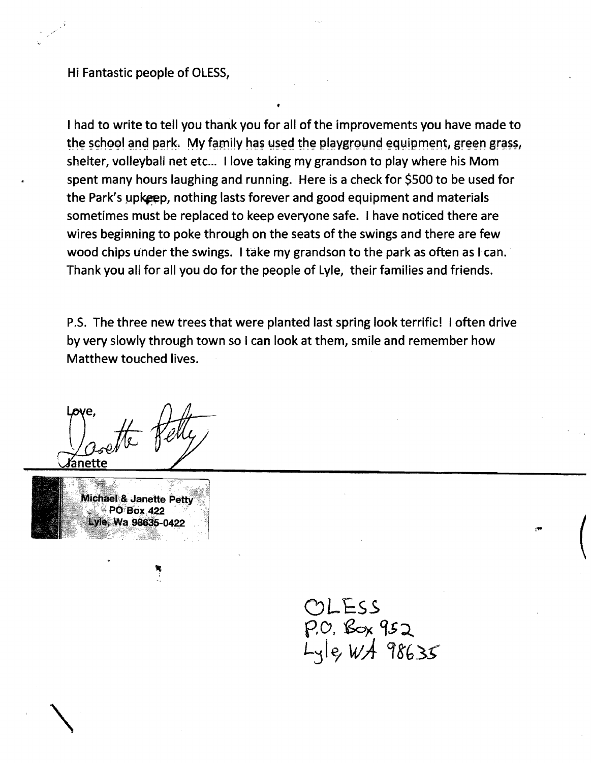Hi Fantastic people of OLESS,

I had to write to tell you thank you for all of the improvements you have made to the school and park. My family has used the playground equipment, green grass, shelter, volleyball net etc... I love taking my grandson to play where his Mom spent many hours laughing and running. Here is a check for $500 to be used for the Park's upkeep, nothing lasts forever and good equipment and materials sometimes must be replaced to keep everyone safe. I have noticed there are wires beginning to poke through on the seats of the swings and there are few wood chips under the swings. I take my grandson to the park as often as I can. Thank you all for all you do for the people of Lyle, their families and friends.

P.S. The three new trees that were planted last spring look terrific! I often drive by very slowly through town so I can look at them, smile and remember how Matthew touched lives.

Love,

Janette Petty

Janette

Michael & Janette Petty
PO Box 422
Lyle, Wa 98635-0422

OLESS
P.O. Box 952
Lyle, WA 98635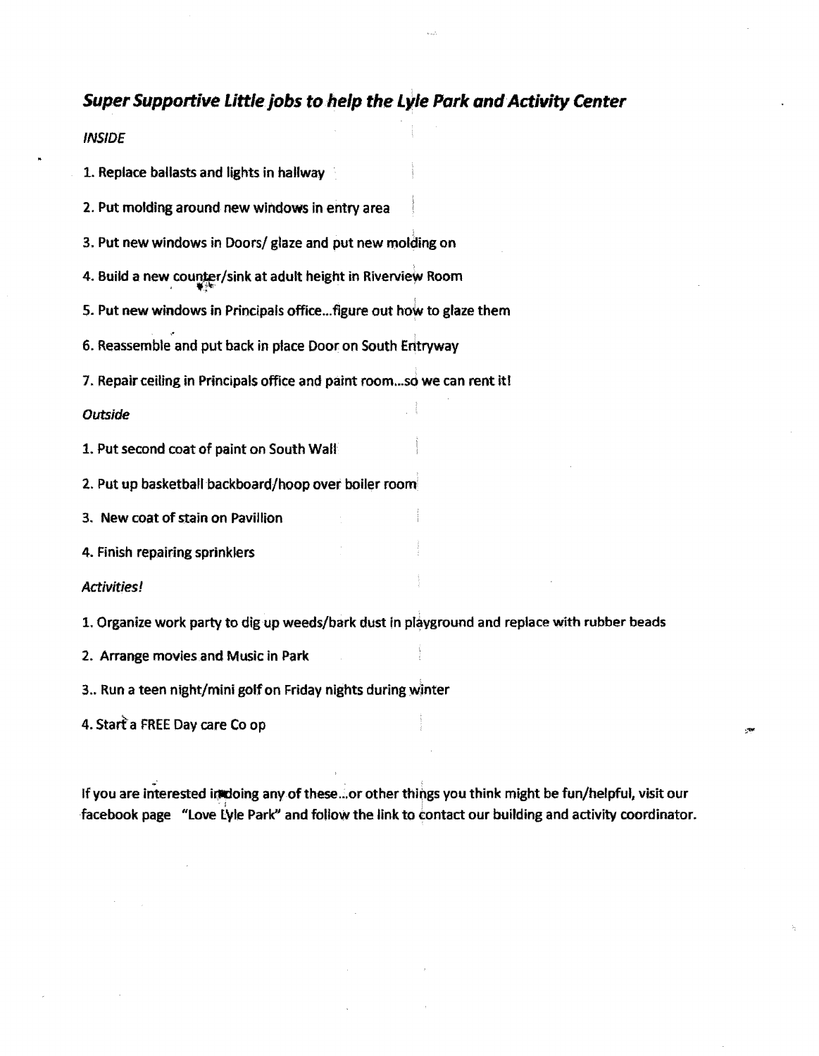## *Super Supportive Little jobs to help the Lyle Park and Activity Center*

*INSIDE*

1. Replace ballasts and lights in hallway
2. Put molding around new windows in entry area
3. Put new windows in Doors/ glaze and put new molding on
4. Build a new counter/sink at adult height in Riverview Room
5. Put new windows in Principals office...figure out how to glaze them
6. Reassemble and put back in place Door on South Entryway
7. Repair ceiling in Principals office and paint room...so we can rent it!

*Outside*

1. Put second coat of paint on South Wall
2. Put up basketball backboard/hoop over boiler room
3. New coat of stain on Pavillion
4. Finish repairing sprinklers

*Activities!*

1. Organize work party to dig up weeds/bark dust in playground and replace with rubber beads
2. Arrange movies and Music in Park
3. Run a teen night/mini golf on Friday nights during winter
4. Start a FREE Day care Co op

If you are interested in doing any of these...or other things you think might be fun/helpful, visit our facebook page "Love Lyle Park" and follow the link to contact our building and activity coordinator.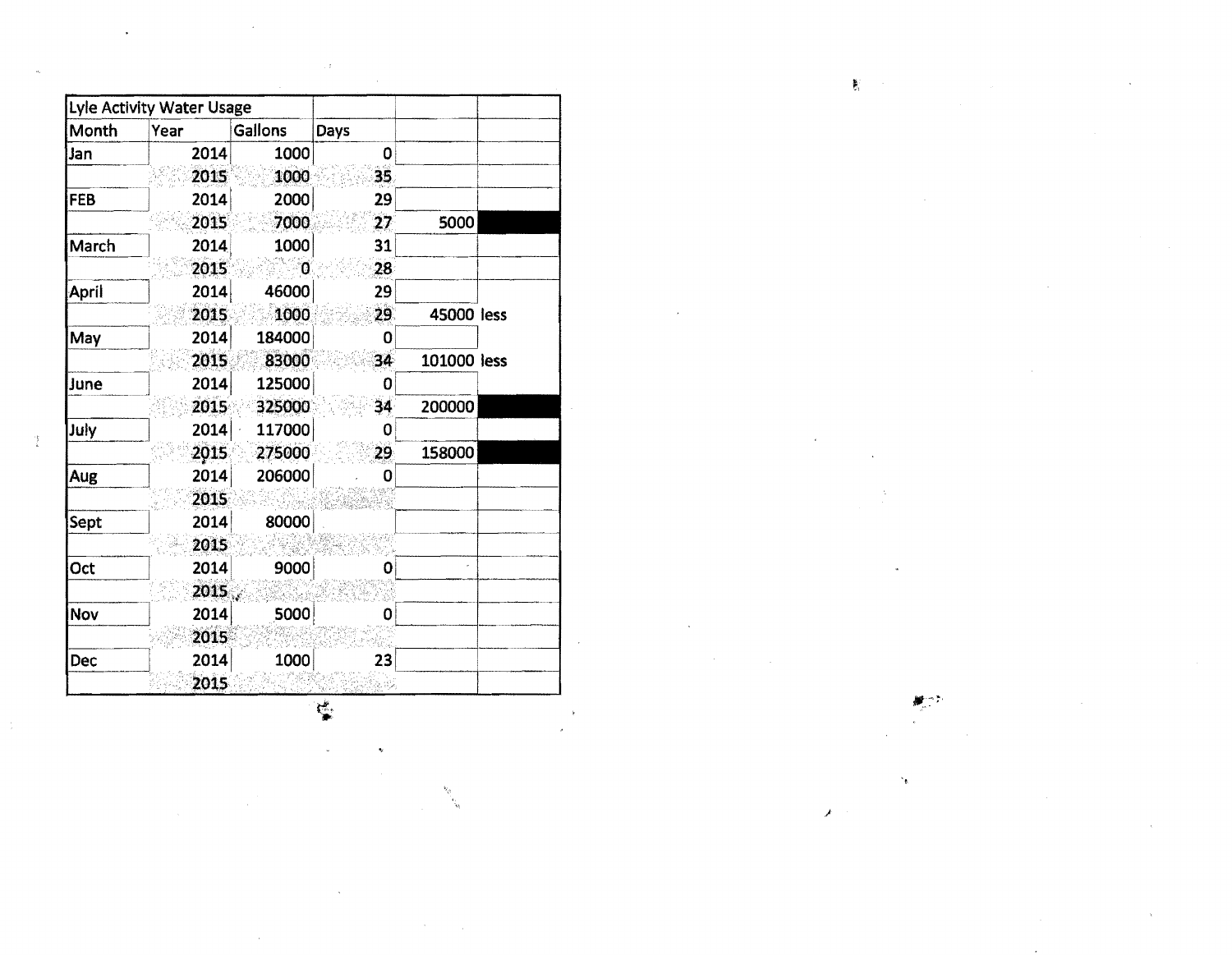| Lyle Activity Water Usage | | | | | |
|---|---|---|---|---|---|
| Month | Year | Gallons | Days | | |
| Jan | 2014 | 1000 | 0 | | |
| | 2015 | 1000 | 35 | | |
| FEB | 2014 | 2000 | 29 | | |
| | 2015 | 7000 | 27 | 5000 | |
| March | 2014 | 1000 | 31 | | |
| | 2015 | 0 | 28 | | |
| April | 2014 | 46000 | 29 | | |
| | 2015 | 1000 | 29 | 45000 | less |
| May | 2014 | 184000 | 0 | | |
| | 2015 | 83000 | 34 | 101000 | less |
| June | 2014 | 125000 | 0 | | |
| | 2015 | 325000 | 34 | 200000 | |
| July | 2014 | 117000 | 0 | | |
| | 2015 | 275000 | 29 | 158000 | |
| Aug | 2014 | 206000 | 0 | | |
| | 2015 | | | | |
| Sept | 2014 | 80000 | | | |
| | 2015 | | | | |
| Oct | 2014 | 9000 | 0 | | |
| | 2015 | | | | |
| Nov | 2014 | 5000 | 0 | | |
| | 2015 | | | | |
| Dec | 2014 | 1000 | 23 | | |
| | 2015 | | | | |